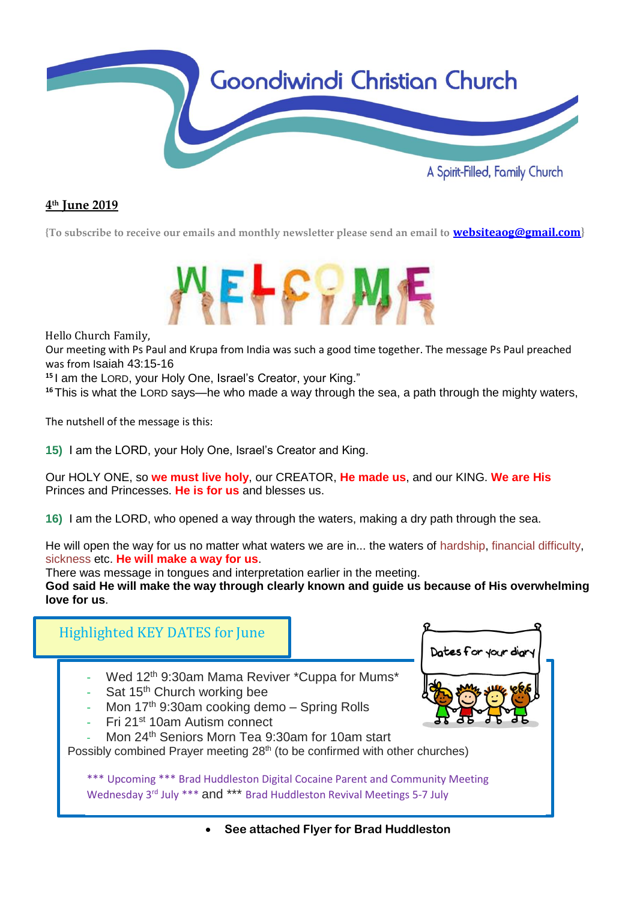# Goondiwindi Christian Church

A Spirit-Filled, Family Church

**4th June 2019**

{To subscribe to receive our emails and monthly newsletter please send an email to **websiteaog@gmail.com**}

WELCOME

Hello Church Family,

Our meeting with Ps Paul and Krupa from India was such a good time together. The message Ps Paul preached was from Isaiah 43:15-16

[15] I am the LORD, your Holy One, Israel's Creator, your King."

[16] This is what the LORD says—he who made a way through the sea, a path through the mighty waters,

The nutshell of the message is this:

**15)** I am the LORD, your Holy One, Israel's Creator and King.

Our HOLY ONE, so **we must live holy**, our CREATOR, **He made us**, and our KING. **We are His** Princes and Princesses. **He is for us** and blesses us.

**16)** I am the LORD, who opened a way through the waters, making a dry path through the sea.

He will open the way for us no matter what waters we are in... the waters of hardship, financial difficulty, sickness etc. **He will make a way for us**.

There was message in tongues and interpretation earlier in the meeting.

**God said He will make the way through clearly known and guide us because of His overwhelming love for us**.

## Highlighted KEY DATES for June

Dates for your diary

- Wed 12th 9:30am Mama Reviver *Cuppa for Mums*
- Sat 15th Church working bee
- Mon 17th 9:30am cooking demo – Spring Rolls
- Fri 21st 10am Autism connect
- Mon 24th Seniors Morn Tea 9:30am for 10am start

Possibly combined Prayer meeting 28th (to be confirmed with other churches)

*** Upcoming *** Brad Huddleston Digital Cocaine Parent and Community Meeting Wednesday 3rd July *** and *** Brad Huddleston Revival Meetings 5-7 July

- **See attached Flyer for Brad Huddleston**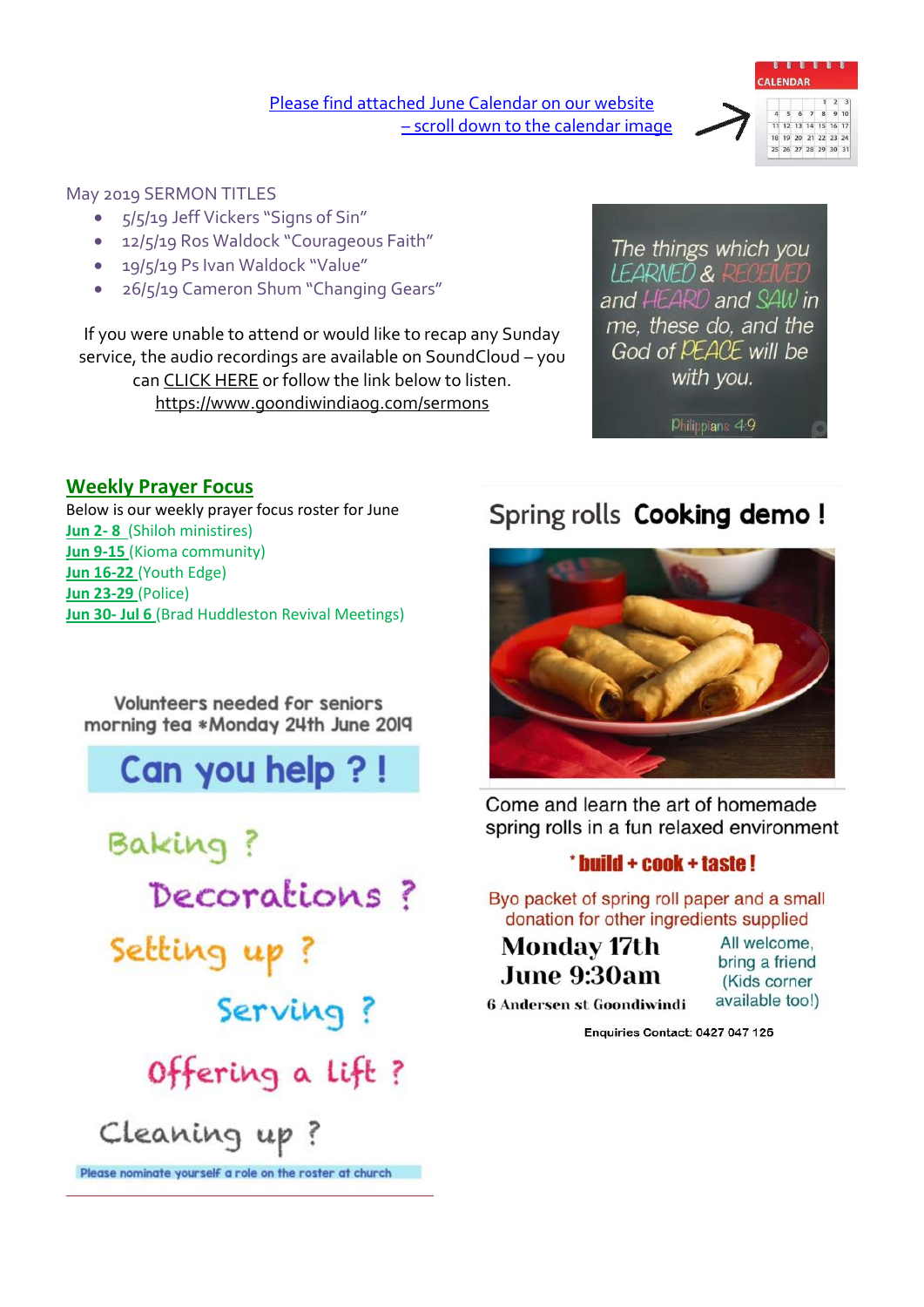[Please find attached June Calendar on our website – scroll down to the calendar image]

May 2019 SERMON TITLES

- 5/5/19 Jeff Vickers "Signs of Sin"
- 12/5/19 Ros Waldock "Courageous Faith"
- 19/5/19 Ps Ivan Waldock "Value"
- 26/5/19 Cameron Shum "Changing Gears"

If you were unable to attend or would like to recap any Sunday service, the audio recordings are available on SoundCloud – you can CLICK HERE or follow the link below to listen.
https://www.goondiwindiaog.com/sermons

The things which you LEARNED & RECEIVED and HEARD and SAW in me, these do, and the God of PEACE will be with you.
Philippians 4:9

## Weekly Prayer Focus

Below is our weekly prayer focus roster for June

Jun 2- 8 (Shiloh ministires)
Jun 9-15 (Kioma community)
Jun 16-22 (Youth Edge)
Jun 23-29 (Police)
Jun 30- Jul 6 (Brad Huddleston Revival Meetings)

Volunteers needed for seniors morning tea *Monday 24th June 2019

**Can you help ? !**

Baking ?

Decorations ?

Setting up ?

Serving ?

Offering a lift ?

Cleaning up ?

Please nominate yourself a role on the roster at church

## Spring rolls **Cooking demo !**

Come and learn the art of homemade spring rolls in a fun relaxed environment

*** build + cook + taste !**

Byo packet of spring roll paper and a small donation for other ingredients supplied

**Monday 17th June 9:30am**

6 Andersen st Goondiwindi

All welcome, bring a friend (Kids corner available too!)

Enquiries Contact: 0427 047 126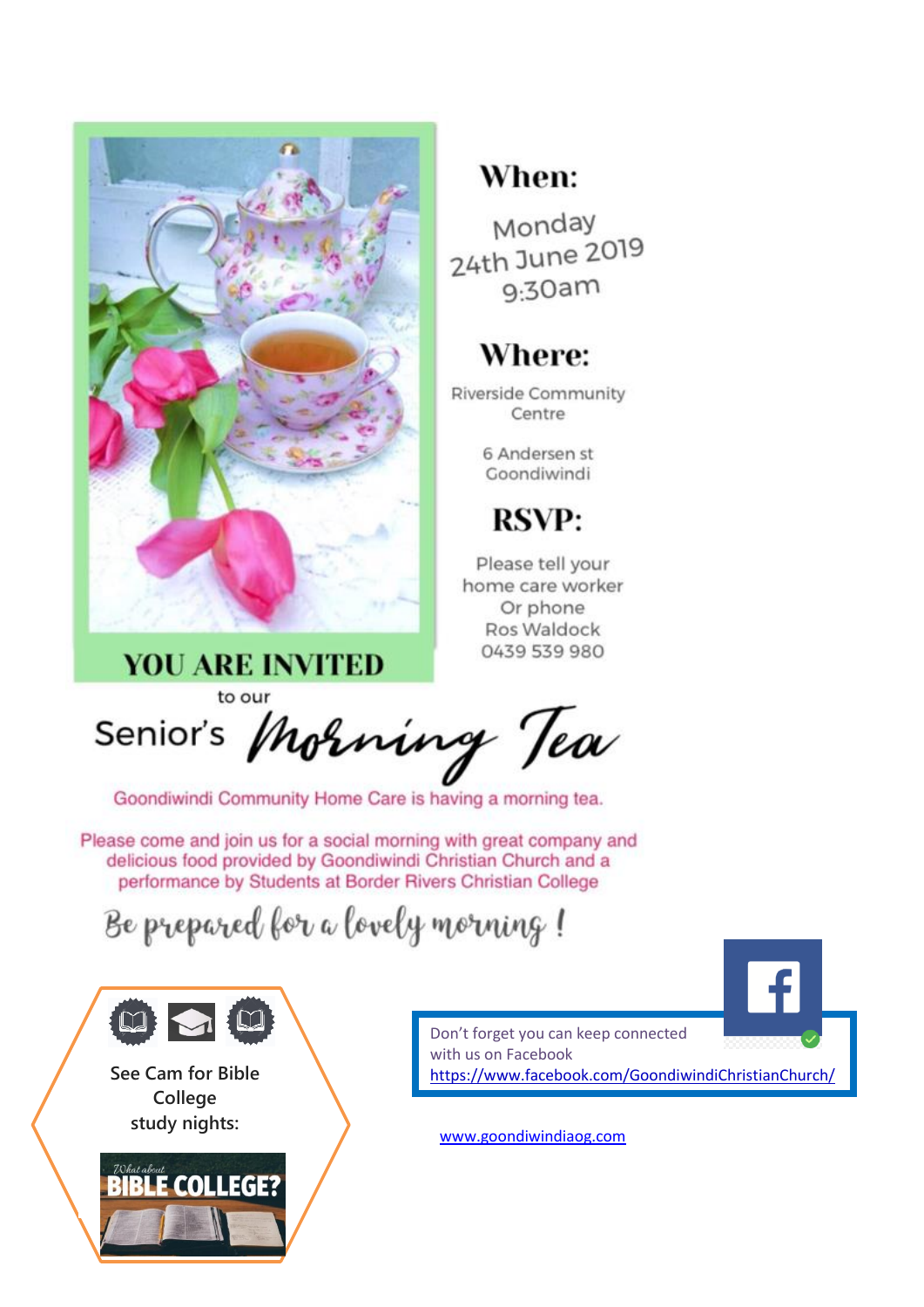## When:

Monday
24th June 2019
9:30am

## Where:

Riverside Community Centre

6 Andersen st
Goondiwindi

## RSVP:

Please tell your home care worker
Or phone
Ros Waldock
0439 539 980

# YOU ARE INVITED

to our

# Senior's *Morning Tea*

Goondiwindi Community Home Care is having a morning tea.

Please come and join us for a social morning with great company and delicious food provided by Goondiwindi Christian Church and a performance by Students at Border Rivers Christian College

*Be prepared for a lovely morning !*

See Cam for Bible College study nights:

What about BIBLE COLLEGE?

Don't forget you can keep connected with us on Facebook
https://www.facebook.com/GoondiwindiChristianChurch/

www.goondiwindiaog.com